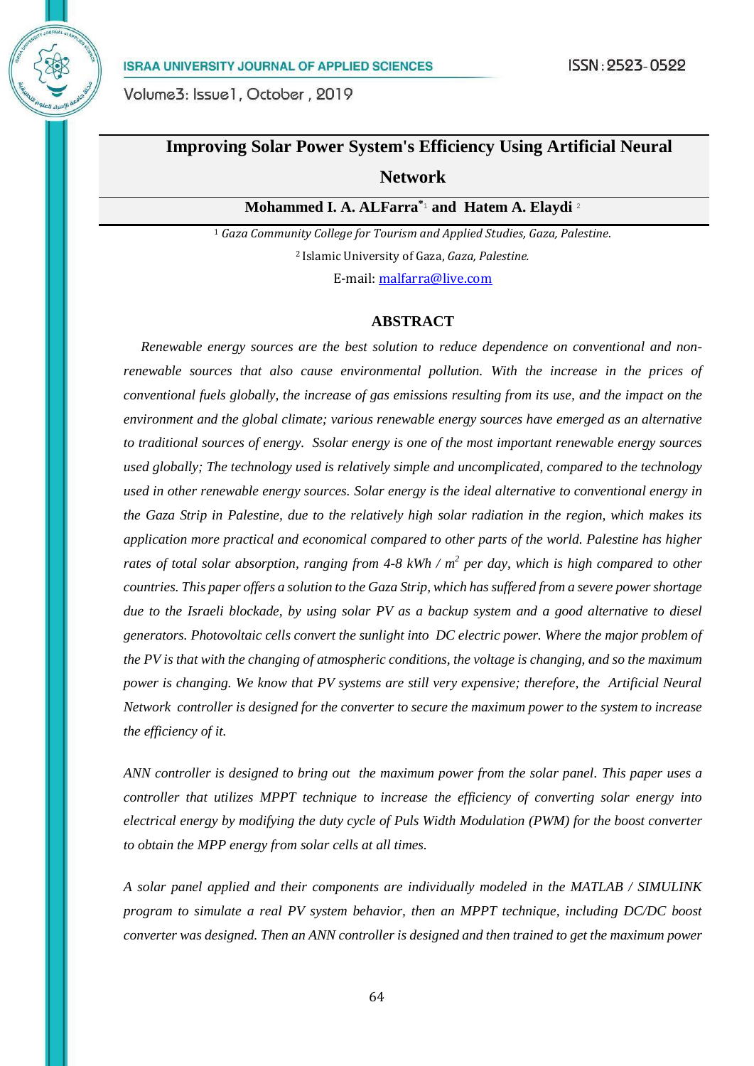# Improving Solar Power System's Efficiency Using Artificial Neural Network

**Mohammed I. A. ALFarra*[1] and Hatem A. Elaydi [2]**

[1] *Gaza Community College for Tourism and Applied Studies, Gaza, Palestine.*

[2] Islamic University of Gaza, *Gaza, Palestine.*

E-mail: malfarra@live.com

## ABSTRACT

*Renewable energy sources are the best solution to reduce dependence on conventional and non-renewable sources that also cause environmental pollution. With the increase in the prices of conventional fuels globally, the increase of gas emissions resulting from its use, and the impact on the environment and the global climate; various renewable energy sources have emerged as an alternative to traditional sources of energy. Ssolar energy is one of the most important renewable energy sources used globally; The technology used is relatively simple and uncomplicated, compared to the technology used in other renewable energy sources. Solar energy is the ideal alternative to conventional energy in the Gaza Strip in Palestine, due to the relatively high solar radiation in the region, which makes its application more practical and economical compared to other parts of the world. Palestine has higher rates of total solar absorption, ranging from 4-8 kWh / $m^2$ per day, which is high compared to other countries. This paper offers a solution to the Gaza Strip, which has suffered from a severe power shortage due to the Israeli blockade, by using solar PV as a backup system and a good alternative to diesel generators. Photovoltaic cells convert the sunlight into DC electric power. Where the major problem of the PV is that with the changing of atmospheric conditions, the voltage is changing, and so the maximum power is changing. We know that PV systems are still very expensive; therefore, the Artificial Neural Network controller is designed for the converter to secure the maximum power to the system to increase the efficiency of it.*

*ANN controller is designed to bring out the maximum power from the solar panel. This paper uses a controller that utilizes MPPT technique to increase the efficiency of converting solar energy into electrical energy by modifying the duty cycle of Puls Width Modulation (PWM) for the boost converter to obtain the MPP energy from solar cells at all times.*

*A solar panel applied and their components are individually modeled in the MATLAB / SIMULINK program to simulate a real PV system behavior, then an MPPT technique, including DC/DC boost converter was designed. Then an ANN controller is designed and then trained to get the maximum power*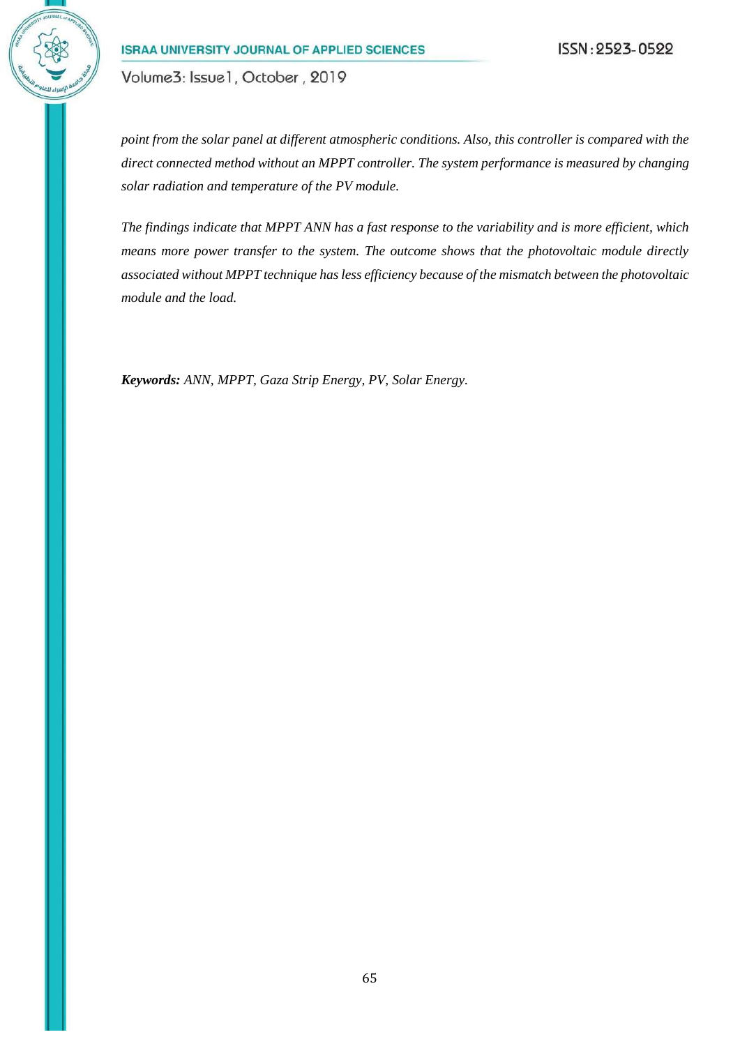*point from the solar panel at different atmospheric conditions. Also, this controller is compared with the direct connected method without an MPPT controller. The system performance is measured by changing solar radiation and temperature of the PV module.*

*The findings indicate that MPPT ANN has a fast response to the variability and is more efficient, which means more power transfer to the system. The outcome shows that the photovoltaic module directly associated without MPPT technique has less efficiency because of the mismatch between the photovoltaic module and the load.*

***Keywords:*** *ANN, MPPT, Gaza Strip Energy, PV, Solar Energy.*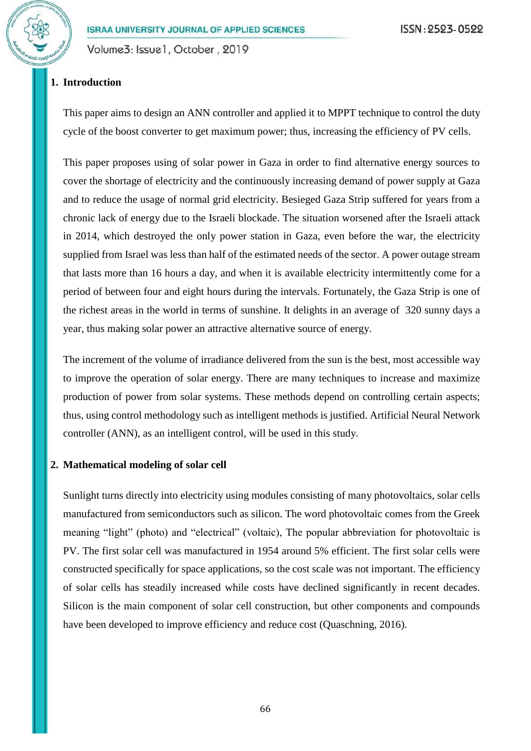## 1. Introduction

This paper aims to design an ANN controller and applied it to MPPT technique to control the duty cycle of the boost converter to get maximum power; thus, increasing the efficiency of PV cells.

This paper proposes using of solar power in Gaza in order to find alternative energy sources to cover the shortage of electricity and the continuously increasing demand of power supply at Gaza and to reduce the usage of normal grid electricity. Besieged Gaza Strip suffered for years from a chronic lack of energy due to the Israeli blockade. The situation worsened after the Israeli attack in 2014, which destroyed the only power station in Gaza, even before the war, the electricity supplied from Israel was less than half of the estimated needs of the sector. A power outage stream that lasts more than 16 hours a day, and when it is available electricity intermittently come for a period of between four and eight hours during the intervals. Fortunately, the Gaza Strip is one of the richest areas in the world in terms of sunshine. It delights in an average of 320 sunny days a year, thus making solar power an attractive alternative source of energy.

The increment of the volume of irradiance delivered from the sun is the best, most accessible way to improve the operation of solar energy. There are many techniques to increase and maximize production of power from solar systems. These methods depend on controlling certain aspects; thus, using control methodology such as intelligent methods is justified. Artificial Neural Network controller (ANN), as an intelligent control, will be used in this study.

## 2. Mathematical modeling of solar cell

Sunlight turns directly into electricity using modules consisting of many photovoltaics, solar cells manufactured from semiconductors such as silicon. The word photovoltaic comes from the Greek meaning "light" (photo) and "electrical" (voltaic), The popular abbreviation for photovoltaic is PV. The first solar cell was manufactured in 1954 around 5% efficient. The first solar cells were constructed specifically for space applications, so the cost scale was not important. The efficiency of solar cells has steadily increased while costs have declined significantly in recent decades. Silicon is the main component of solar cell construction, but other components and compounds have been developed to improve efficiency and reduce cost (Quaschning, 2016).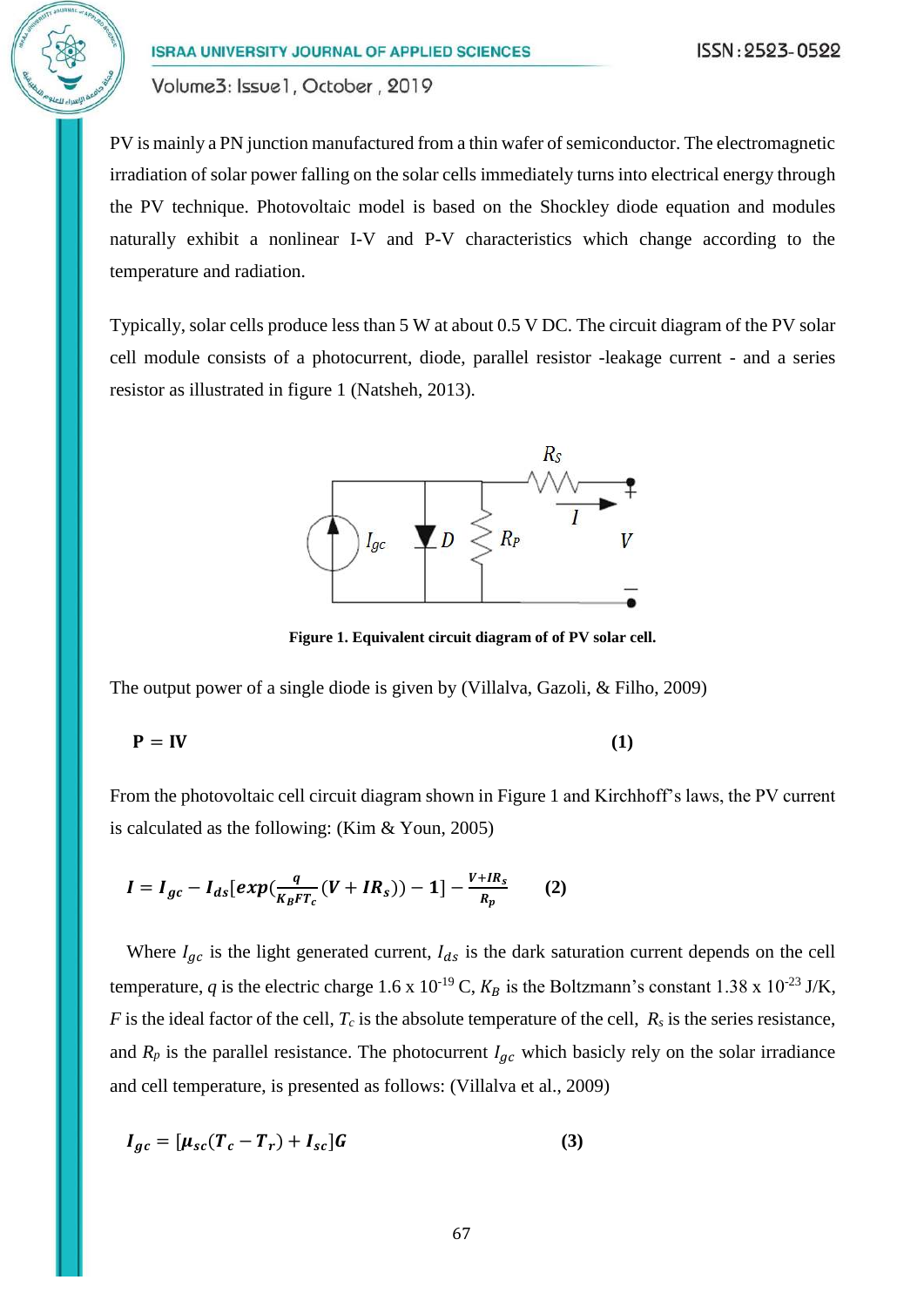PV is mainly a PN junction manufactured from a thin wafer of semiconductor. The electromagnetic irradiation of solar power falling on the solar cells immediately turns into electrical energy through the PV technique. Photovoltaic model is based on the Shockley diode equation and modules naturally exhibit a nonlinear I-V and P-V characteristics which change according to the temperature and radiation.

Typically, solar cells produce less than 5 W at about 0.5 V DC. The circuit diagram of the PV solar cell module consists of a photocurrent, diode, parallel resistor -leakage current - and a series resistor as illustrated in figure 1 (Natsheh, 2013).

**Figure 1. Equivalent circuit diagram of of PV solar cell.**

The output power of a single diode is given by (Villalva, Gazoli, & Filho, 2009)

$$\mathbf{P = IV} \tag{1}$$

From the photovoltaic cell circuit diagram shown in Figure 1 and Kirchhoff's laws, the PV current is calculated as the following: (Kim & Youn, 2005)

$$I = I_{gc} - I_{ds}[exp(\frac{q}{K_B F T_c}(V + IR_s)) - 1] - \frac{V + IR_s}{R_p} \tag{2}$$

Where $I_{gc}$ is the light generated current, $I_{ds}$ is the dark saturation current depends on the cell temperature, $q$ is the electric charge 1.6 x $10^{-19}$ C, $K_B$ is the Boltzmann's constant 1.38 x $10^{-23}$ J/K, $F$ is the ideal factor of the cell, $T_c$ is the absolute temperature of the cell, $R_s$ is the series resistance, and $R_p$ is the parallel resistance. The photocurrent $I_{gc}$ which basicly rely on the solar irradiance and cell temperature, is presented as follows: (Villalva et al., 2009)

$$I_{gc} = [\mu_{sc}(T_c - T_r) + I_{sc}]G \tag{3}$$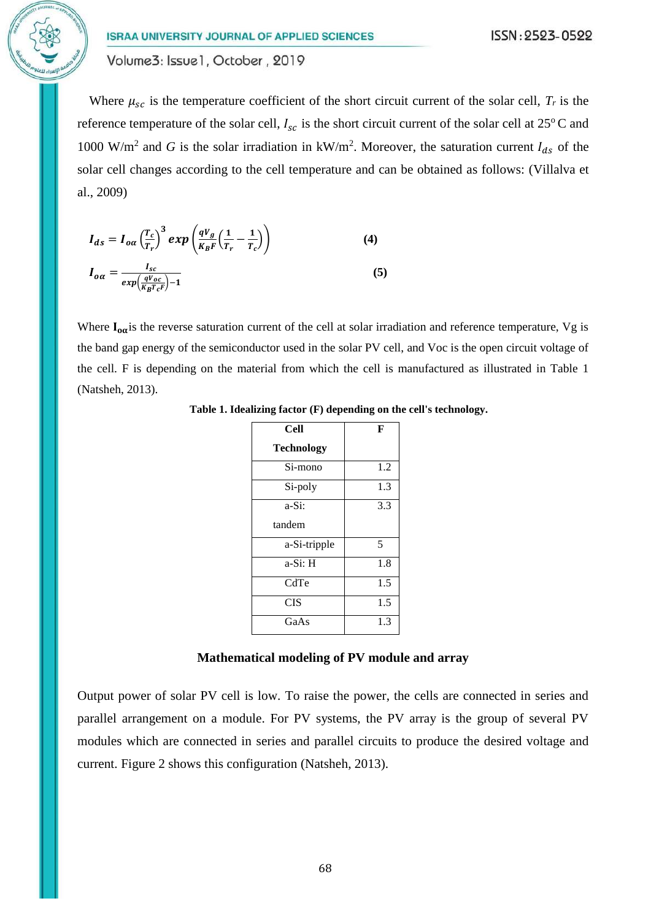Where $\mu_{sc}$ is the temperature coefficient of the short circuit current of the solar cell, $T_r$ is the reference temperature of the solar cell, $I_{sc}$ is the short circuit current of the solar cell at 25$^o$ C and 1000 W/m$^2$ and $G$ is the solar irradiation in kW/m$^2$. Moreover, the saturation current $I_{ds}$ of the solar cell changes according to the cell temperature and can be obtained as follows: (Villalva et al., 2009)

$$\boldsymbol{I_{ds} = I_{o\alpha}\left(\frac{T_c}{T_r}\right)^3 exp\left(\frac{qV_g}{K_B F}\left(\frac{1}{T_r} - \frac{1}{T_c}\right)\right)} \quad \textbf{(4)}$$

$$\boldsymbol{I_{o\alpha} = \frac{I_{sc}}{exp\left(\frac{qV_{oc}}{K_B T_c F}\right) - 1}} \quad \textbf{(5)}$$

Where $\mathbf{I_{o\alpha}}$ is the reverse saturation current of the cell at solar irradiation and reference temperature, Vg is the band gap energy of the semiconductor used in the solar PV cell, and Voc is the open circuit voltage of the cell. F is depending on the material from which the cell is manufactured as illustrated in Table 1 (Natsheh, 2013).

**Table 1. Idealizing factor (F) depending on the cell's technology.**

| Cell Technology | F |
|---|---|
| Si-mono | 1.2 |
| Si-poly | 1.3 |
| a-Si: tandem | 3.3 |
| a-Si-tripple | 5 |
| a-Si: H | 1.8 |
| CdTe | 1.5 |
| CIS | 1.5 |
| GaAs | 1.3 |

## Mathematical modeling of PV module and array

Output power of solar PV cell is low. To raise the power, the cells are connected in series and parallel arrangement on a module. For PV systems, the PV array is the group of several PV modules which are connected in series and parallel circuits to produce the desired voltage and current. Figure 2 shows this configuration (Natsheh, 2013).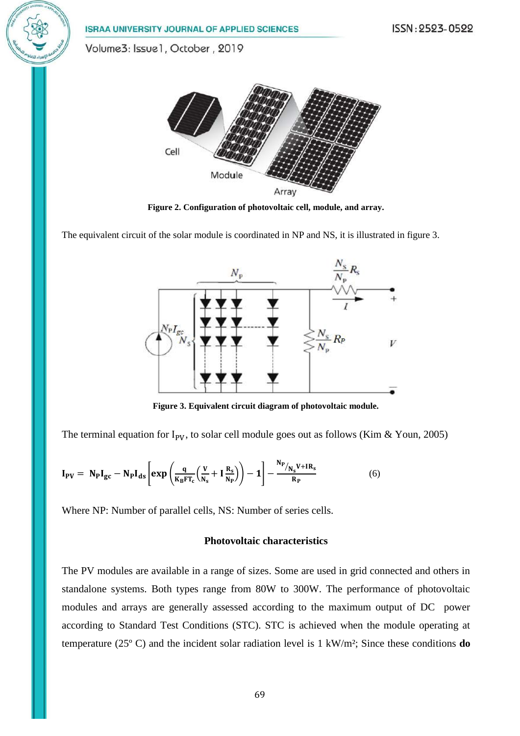Figure 2. Configuration of photovoltaic cell, module, and array.

The equivalent circuit of the solar module is coordinated in NP and NS, it is illustrated in figure 3.

Figure 3. Equivalent circuit diagram of photovoltaic module.

The terminal equation for $I_{PV}$, to solar cell module goes out as follows (Kim & Youn, 2005)

$$\mathbf{I_{PV} = N_P I_{gc} - N_P I_{ds}\left[\exp\left(\frac{q}{K_B F T_c}\left(\frac{V}{N_s} + I\frac{R_s}{N_P}\right)\right) - 1\right] - \frac{{}^{N_P}/_{N_s} V + I R_s}{R_P}} \qquad (6)$$

Where NP: Number of parallel cells, NS: Number of series cells.

## Photovoltaic characteristics

The PV modules are available in a range of sizes. Some are used in grid connected and others in standalone systems. Both types range from 80W to 300W. The performance of photovoltaic modules and arrays are generally assessed according to the maximum output of DC power according to Standard Test Conditions (STC). STC is achieved when the module operating at temperature (25º C) and the incident solar radiation level is 1 kW/m²; Since these conditions **do**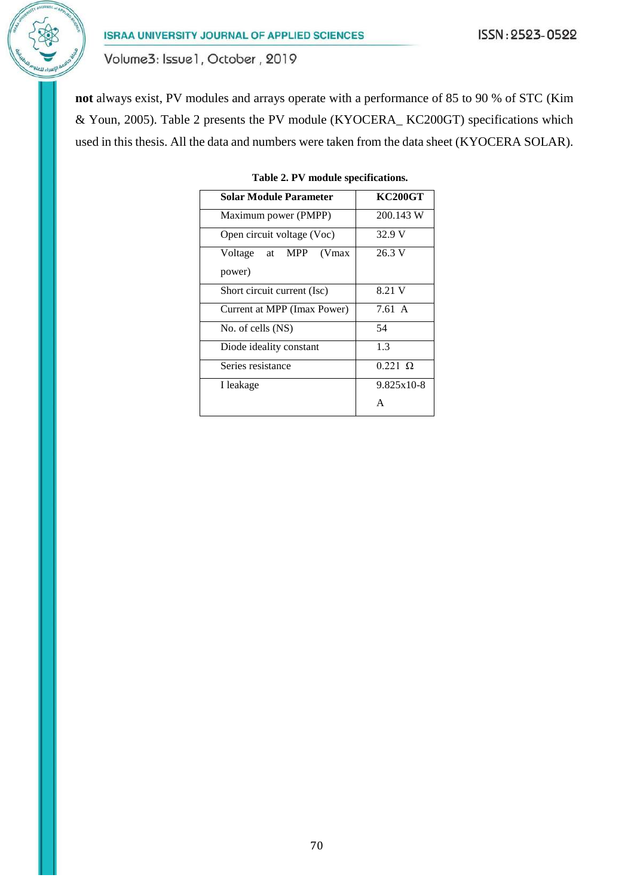**not** always exist, PV modules and arrays operate with a performance of 85 to 90 % of STC (Kim & Youn, 2005). Table 2 presents the PV module (KYOCERA_ KC200GT) specifications which used in this thesis. All the data and numbers were taken from the data sheet (KYOCERA SOLAR).

**Table 2. PV module specifications.**

| Solar Module Parameter | KC200GT |
|---|---|
| Maximum power (PMPP) | 200.143 W |
| Open circuit voltage (Voc) | 32.9 V |
| Voltage at MPP (Vmax power) | 26.3 V |
| Short circuit current (Isc) | 8.21 V |
| Current at MPP (Imax Power) | 7.61 A |
| No. of cells (NS) | 54 |
| Diode ideality constant | 1.3 |
| Series resistance | 0.221 Ω |
| I leakage | 9.825x10-8 A |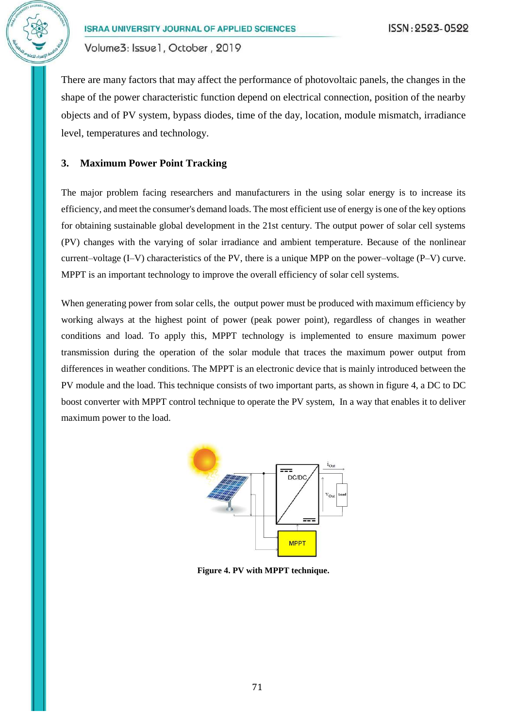There are many factors that may affect the performance of photovoltaic panels, the changes in the shape of the power characteristic function depend on electrical connection, position of the nearby objects and of PV system, bypass diodes, time of the day, location, module mismatch, irradiance level, temperatures and technology.

## 3. Maximum Power Point Tracking

The major problem facing researchers and manufacturers in the using solar energy is to increase its efficiency, and meet the consumer's demand loads. The most efficient use of energy is one of the key options for obtaining sustainable global development in the 21st century. The output power of solar cell systems (PV) changes with the varying of solar irradiance and ambient temperature. Because of the nonlinear current–voltage (I–V) characteristics of the PV, there is a unique MPP on the power–voltage (P–V) curve. MPPT is an important technology to improve the overall efficiency of solar cell systems.

When generating power from solar cells, the output power must be produced with maximum efficiency by working always at the highest point of power (peak power point), regardless of changes in weather conditions and load. To apply this, MPPT technology is implemented to ensure maximum power transmission during the operation of the solar module that traces the maximum power output from differences in weather conditions. The MPPT is an electronic device that is mainly introduced between the PV module and the load. This technique consists of two important parts, as shown in figure 4, a DC to DC boost converter with MPPT control technique to operate the PV system, In a way that enables it to deliver maximum power to the load.

**Figure 4. PV with MPPT technique.**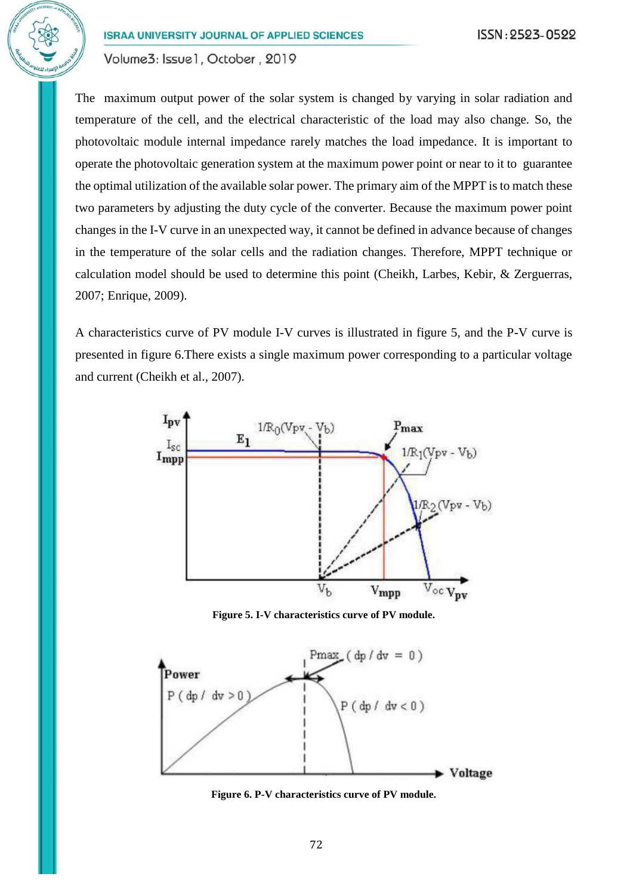The maximum output power of the solar system is changed by varying in solar radiation and temperature of the cell, and the electrical characteristic of the load may also change. So, the photovoltaic module internal impedance rarely matches the load impedance. It is important to operate the photovoltaic generation system at the maximum power point or near to it to guarantee the optimal utilization of the available solar power. The primary aim of the MPPT is to match these two parameters by adjusting the duty cycle of the converter. Because the maximum power point changes in the I-V curve in an unexpected way, it cannot be defined in advance because of changes in the temperature of the solar cells and the radiation changes. Therefore, MPPT technique or calculation model should be used to determine this point (Cheikh, Larbes, Kebir, & Zerguerras, 2007; Enrique, 2009).

A characteristics curve of PV module I-V curves is illustrated in figure 5, and the P-V curve is presented in figure 6.There exists a single maximum power corresponding to a particular voltage and current (Cheikh et al., 2007).

**Figure 5. I-V characteristics curve of PV module.**

**Figure 6. P-V characteristics curve of PV module.**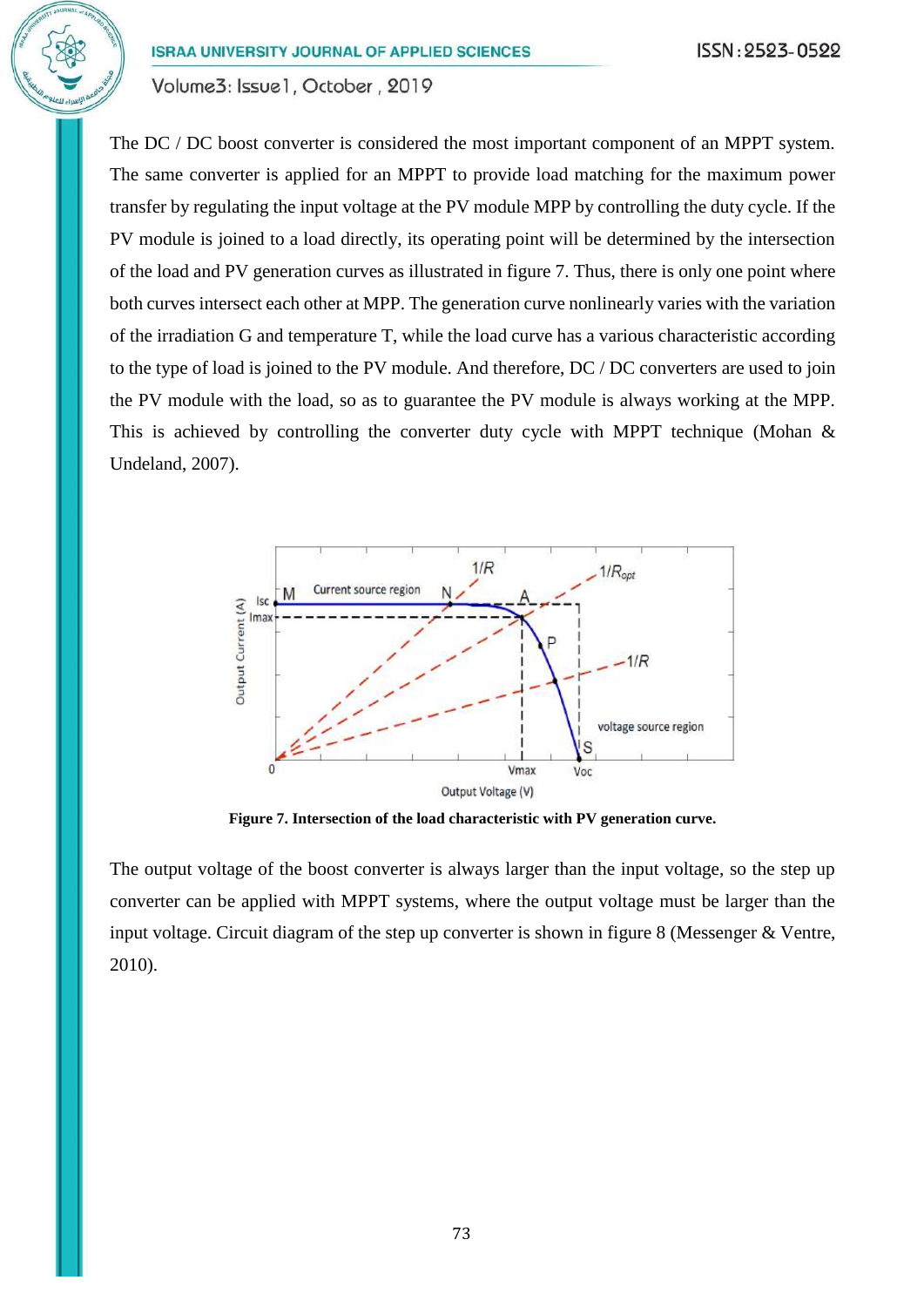The DC / DC boost converter is considered the most important component of an MPPT system. The same converter is applied for an MPPT to provide load matching for the maximum power transfer by regulating the input voltage at the PV module MPP by controlling the duty cycle. If the PV module is joined to a load directly, its operating point will be determined by the intersection of the load and PV generation curves as illustrated in figure 7. Thus, there is only one point where both curves intersect each other at MPP. The generation curve nonlinearly varies with the variation of the irradiation G and temperature T, while the load curve has a various characteristic according to the type of load is joined to the PV module. And therefore, DC / DC converters are used to join the PV module with the load, so as to guarantee the PV module is always working at the MPP. This is achieved by controlling the converter duty cycle with MPPT technique (Mohan & Undeland, 2007).

**Figure 7. Intersection of the load characteristic with PV generation curve.**

The output voltage of the boost converter is always larger than the input voltage, so the step up converter can be applied with MPPT systems, where the output voltage must be larger than the input voltage. Circuit diagram of the step up converter is shown in figure 8 (Messenger & Ventre, 2010).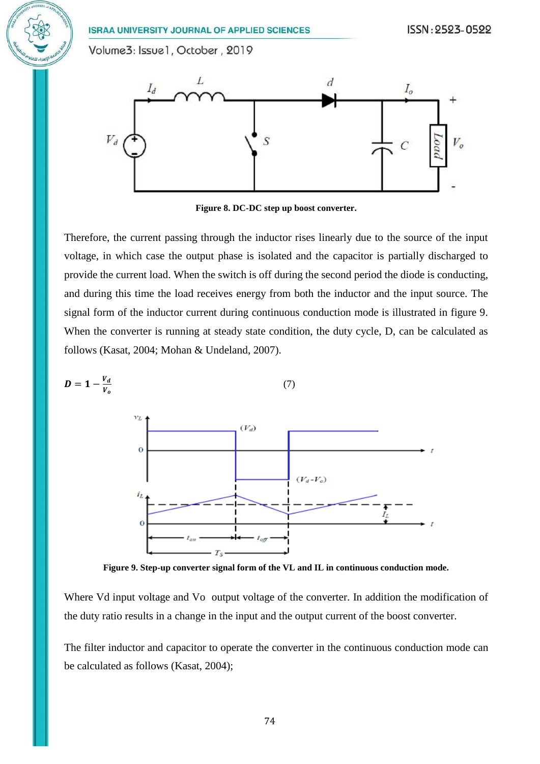Figure 8. DC-DC step up boost converter.

Therefore, the current passing through the inductor rises linearly due to the source of the input voltage, in which case the output phase is isolated and the capacitor is partially discharged to provide the current load. When the switch is off during the second period the diode is conducting, and during this time the load receives energy from both the inductor and the input source. The signal form of the inductor current during continuous conduction mode is illustrated in figure 9. When the converter is running at steady state condition, the duty cycle, D, can be calculated as follows (Kasat, 2004; Mohan & Undeland, 2007).

$$\boldsymbol{D = 1 - \frac{V_d}{V_o}} \qquad (7)$$

Figure 9. Step-up converter signal form of the VL and IL in continuous conduction mode.

Where Vd input voltage and Vo output voltage of the converter. In addition the modification of the duty ratio results in a change in the input and the output current of the boost converter.

The filter inductor and capacitor to operate the converter in the continuous conduction mode can be calculated as follows (Kasat, 2004);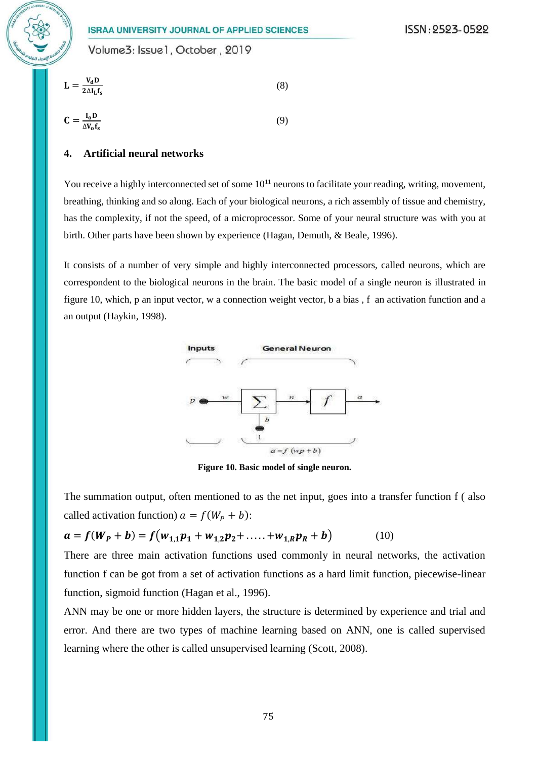$$\mathbf{L} = \frac{\mathbf{V_d D}}{\mathbf{2\Delta I_L f_s}} \tag{8}$$

$$\mathbf{C} = \frac{\mathbf{I_o D}}{\mathbf{\Delta V_o f_s}} \tag{9}$$

## 4. Artificial neural networks

You receive a highly interconnected set of some $10^{11}$ neurons to facilitate your reading, writing, movement, breathing, thinking and so along. Each of your biological neurons, a rich assembly of tissue and chemistry, has the complexity, if not the speed, of a microprocessor. Some of your neural structure was with you at birth. Other parts have been shown by experience (Hagan, Demuth, & Beale, 1996).

It consists of a number of very simple and highly interconnected processors, called neurons, which are correspondent to the biological neurons in the brain. The basic model of a single neuron is illustrated in figure 10, which, p an input vector, w a connection weight vector, b a bias , f an activation function and a an output (Haykin, 1998).

**Figure 10. Basic model of single neuron.**

The summation output, often mentioned to as the net input, goes into a transfer function f ( also called activation function) $a = f(W_P + b)$:

$$\boldsymbol{a} = \boldsymbol{f}(\boldsymbol{W_P} + \boldsymbol{b}) = \boldsymbol{f}\left(\boldsymbol{w_{1,1}p_1} + \boldsymbol{w_{1,2}p_2} + \ldots\ldots + \boldsymbol{w_{1,R}p_R} + \boldsymbol{b}\right) \tag{10}$$

There are three main activation functions used commonly in neural networks, the activation function f can be got from a set of activation functions as a hard limit function, piecewise-linear function, sigmoid function (Hagan et al., 1996).

ANN may be one or more hidden layers, the structure is determined by experience and trial and error. And there are two types of machine learning based on ANN, one is called supervised learning where the other is called unsupervised learning (Scott, 2008).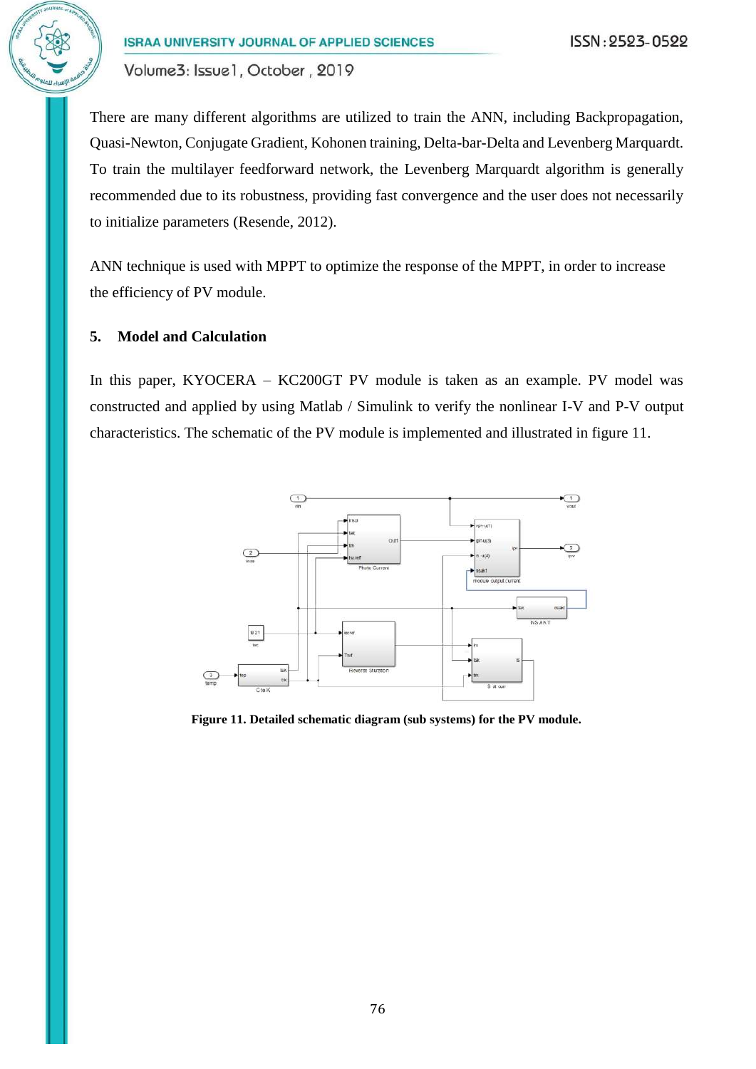There are many different algorithms are utilized to train the ANN, including Backpropagation, Quasi-Newton, Conjugate Gradient, Kohonen training, Delta-bar-Delta and Levenberg Marquardt. To train the multilayer feedforward network, the Levenberg Marquardt algorithm is generally recommended due to its robustness, providing fast convergence and the user does not necessarily to initialize parameters (Resende, 2012).

ANN technique is used with MPPT to optimize the response of the MPPT, in order to increase the efficiency of PV module.

## 5. Model and Calculation

In this paper, KYOCERA – KC200GT PV module is taken as an example. PV model was constructed and applied by using Matlab / Simulink to verify the nonlinear I-V and P-V output characteristics. The schematic of the PV module is implemented and illustrated in figure 11.

**Figure 11. Detailed schematic diagram (sub systems) for the PV module.**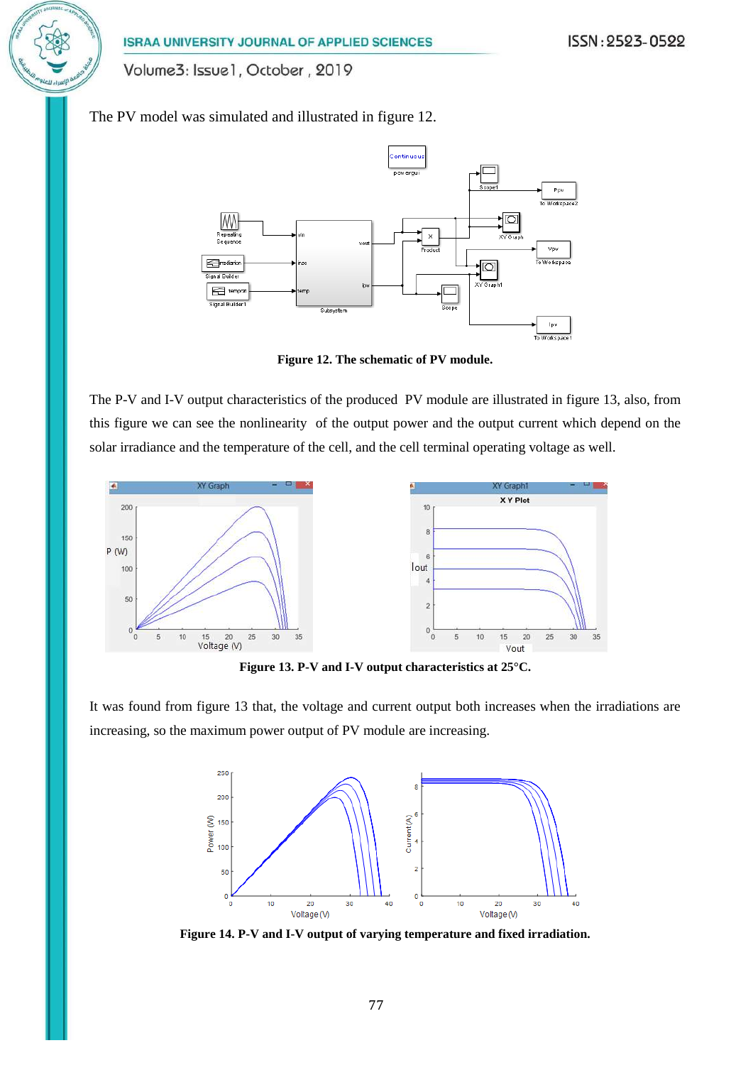The PV model was simulated and illustrated in figure 12.

**Figure 12. The schematic of PV module.**

The P-V and I-V output characteristics of the produced PV module are illustrated in figure 13, also, from this figure we can see the nonlinearity of the output power and the output current which depend on the solar irradiance and the temperature of the cell, and the cell terminal operating voltage as well.

**Figure 13. P-V and I-V output characteristics at 25°C.**

It was found from figure 13 that, the voltage and current output both increases when the irradiations are increasing, so the maximum power output of PV module are increasing.

**Figure 14. P-V and I-V output of varying temperature and fixed irradiation.**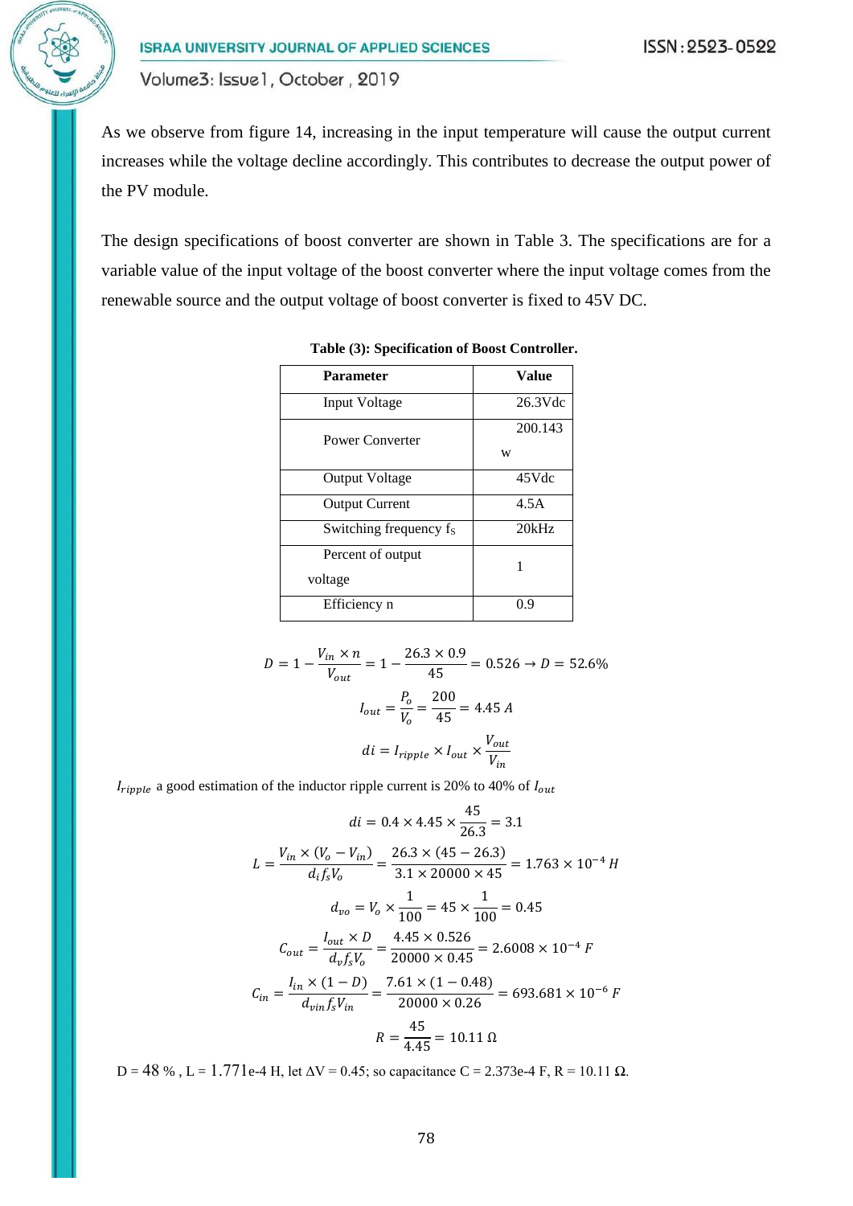As we observe from figure 14, increasing in the input temperature will cause the output current increases while the voltage decline accordingly. This contributes to decrease the output power of the PV module.

The design specifications of boost converter are shown in Table 3. The specifications are for a variable value of the input voltage of the boost converter where the input voltage comes from the renewable source and the output voltage of boost converter is fixed to 45V DC.

**Table (3): Specification of Boost Controller.**

| Parameter | Value |
|---|---|
| Input Voltage | 26.3Vdc |
| Power Converter | 200.143 w |
| Output Voltage | 45Vdc |
| Output Current | 4.5A |
| Switching frequency $f_S$ | 20kHz |
| Percent of output voltage | 1 |
| Efficiency n | 0.9 |

$$D = 1 - \frac{V_{in} \times n}{V_{out}} = 1 - \frac{26.3 \times 0.9}{45} = 0.526 \rightarrow D = 52.6\%$$

$$I_{out} = \frac{P_o}{V_o} = \frac{200}{45} = 4.45\ A$$

$$di = I_{ripple} \times I_{out} \times \frac{V_{out}}{V_{in}}$$

$I_{ripple}$ a good estimation of the inductor ripple current is 20% to 40% of $I_{out}$

$$di = 0.4 \times 4.45 \times \frac{45}{26.3} = 3.1$$

$$L = \frac{V_{in} \times (V_o - V_{in})}{d_i f_s V_o} = \frac{26.3 \times (45 - 26.3)}{3.1 \times 20000 \times 45} = 1.763 \times 10^{-4}\ H$$

$$d_{vo} = V_o \times \frac{1}{100} = 45 \times \frac{1}{100} = 0.45$$

$$C_{out} = \frac{I_{out} \times D}{d_v f_s V_o} = \frac{4.45 \times 0.526}{20000 \times 0.45} = 2.6008 \times 10^{-4}\ F$$

$$C_{in} = \frac{I_{in} \times (1 - D)}{d_{vin} f_s V_{in}} = \frac{7.61 \times (1 - 0.48)}{20000 \times 0.26} = 693.681 \times 10^{-6}\ F$$

$$R = \frac{45}{4.45} = 10.11\ \Omega$$

D = 48 % , L = 1.771e-4 H, let ΔV = 0.45; so capacitance C = 2.373e-4 F, R = 10.11 Ω.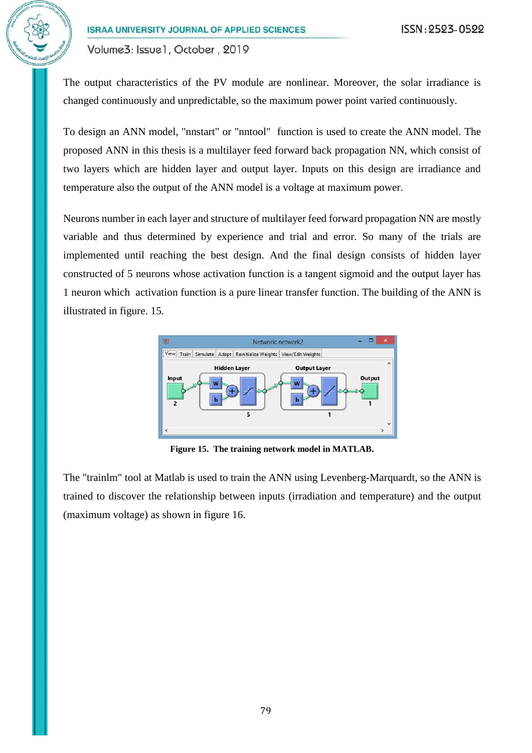The output characteristics of the PV module are nonlinear. Moreover, the solar irradiance is changed continuously and unpredictable, so the maximum power point varied continuously.

To design an ANN model, "nnstart" or "nntool" function is used to create the ANN model. The proposed ANN in this thesis is a multilayer feed forward back propagation NN, which consist of two layers which are hidden layer and output layer. Inputs on this design are irradiance and temperature also the output of the ANN model is a voltage at maximum power.

Neurons number in each layer and structure of multilayer feed forward propagation NN are mostly variable and thus determined by experience and trial and error. So many of the trials are implemented until reaching the best design. And the final design consists of hidden layer constructed of 5 neurons whose activation function is a tangent sigmoid and the output layer has 1 neuron which activation function is a pure linear transfer function. The building of the ANN is illustrated in figure. 15.

**Figure 15. The training network model in MATLAB.**

The "trainlm" tool at Matlab is used to train the ANN using Levenberg-Marquardt, so the ANN is trained to discover the relationship between inputs (irradiation and temperature) and the output (maximum voltage) as shown in figure 16.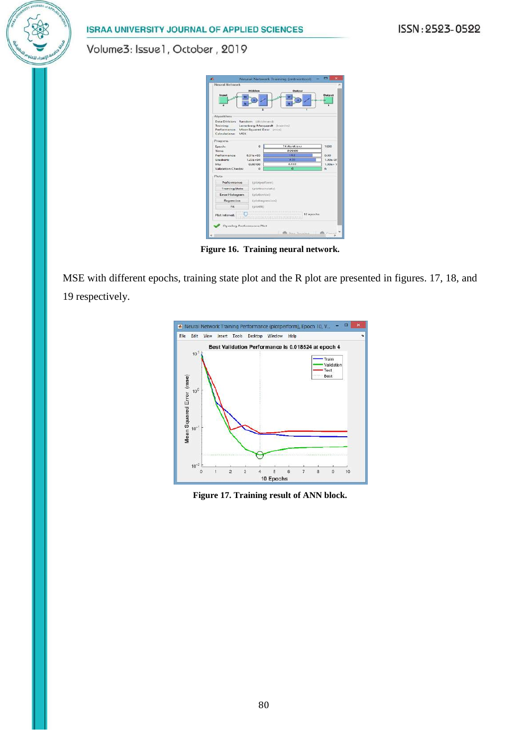Figure 16. Training neural network.

MSE with different epochs, training state plot and the R plot are presented in figures. 17, 18, and 19 respectively.

Figure 17. Training result of ANN block.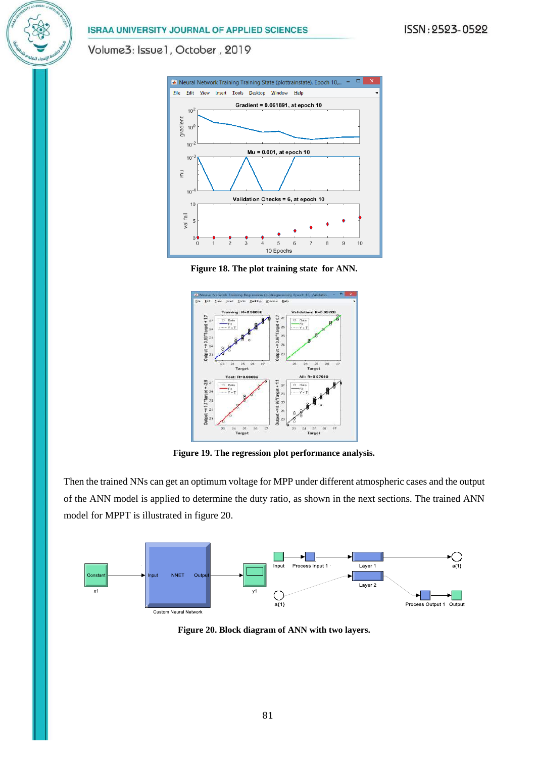**Figure 18. The plot training state for ANN.**

**Figure 19. The regression plot performance analysis.**

Then the trained NNs can get an optimum voltage for MPP under different atmospheric cases and the output of the ANN model is applied to determine the duty ratio, as shown in the next sections. The trained ANN model for MPPT is illustrated in figure 20.

**Figure 20. Block diagram of ANN with two layers.**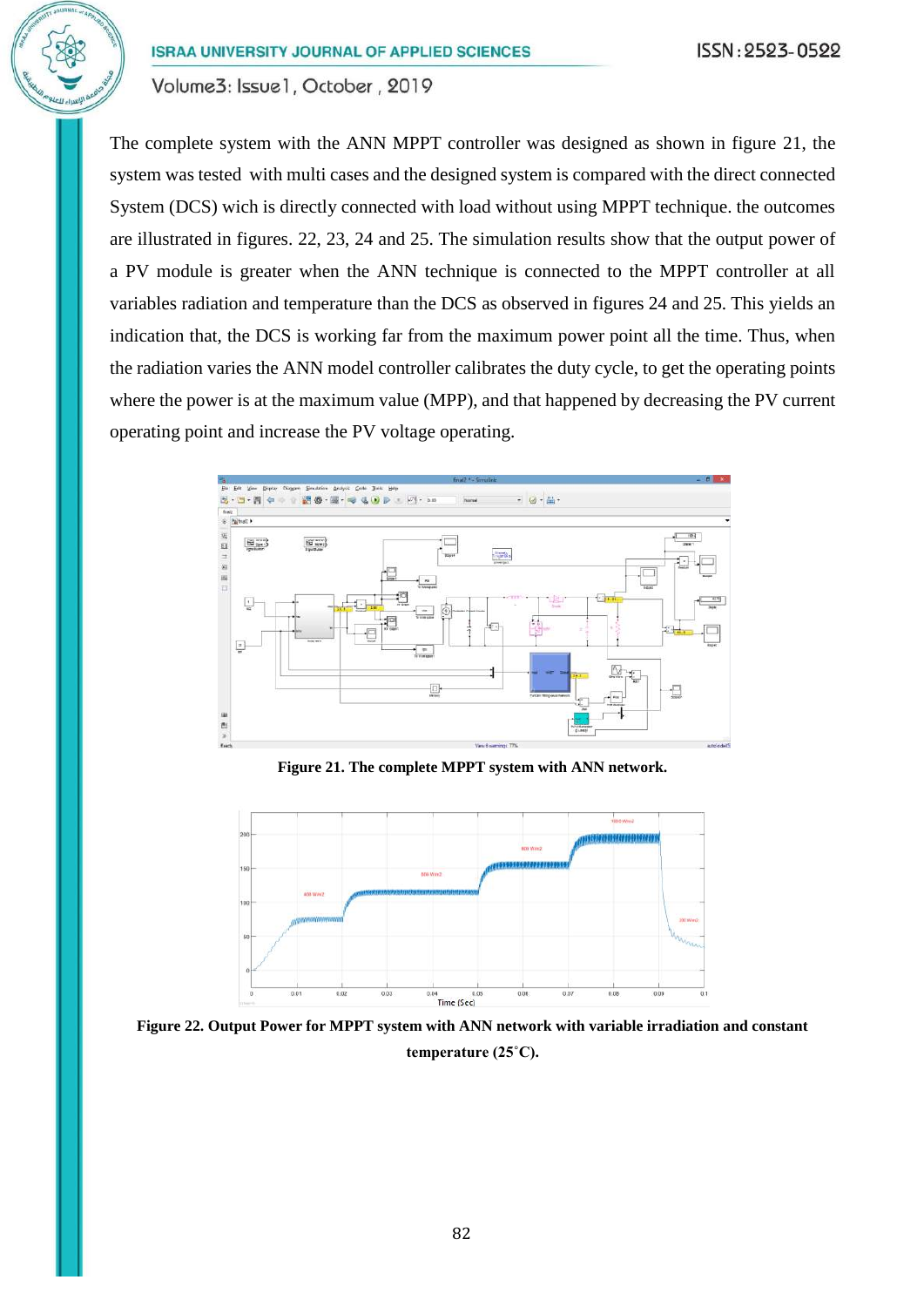The complete system with the ANN MPPT controller was designed as shown in figure 21, the system was tested with multi cases and the designed system is compared with the direct connected System (DCS) wich is directly connected with load without using MPPT technique. the outcomes are illustrated in figures. 22, 23, 24 and 25. The simulation results show that the output power of a PV module is greater when the ANN technique is connected to the MPPT controller at all variables radiation and temperature than the DCS as observed in figures 24 and 25. This yields an indication that, the DCS is working far from the maximum power point all the time. Thus, when the radiation varies the ANN model controller calibrates the duty cycle, to get the operating points where the power is at the maximum value (MPP), and that happened by decreasing the PV current operating point and increase the PV voltage operating.

**Figure 21. The complete MPPT system with ANN network.**

**Figure 22. Output Power for MPPT system with ANN network with variable irradiation and constant temperature (25˚C).**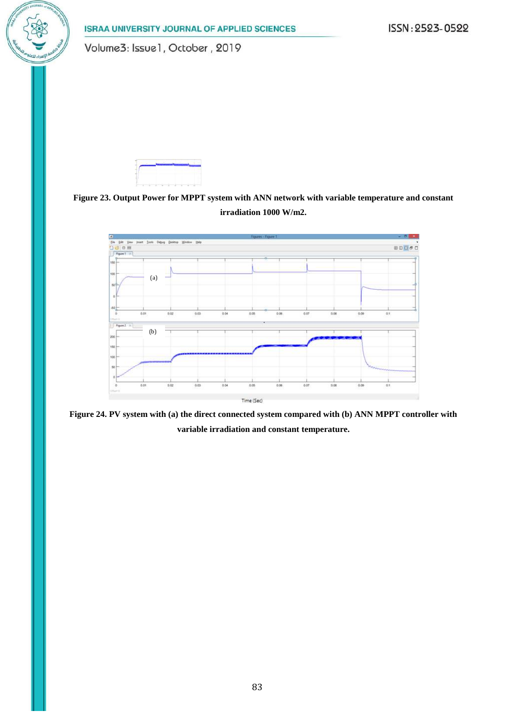**Figure 23. Output Power for MPPT system with ANN network with variable temperature and constant irradiation 1000 W/m2.**

**Figure 24. PV system with (a) the direct connected system compared with (b) ANN MPPT controller with variable irradiation and constant temperature.**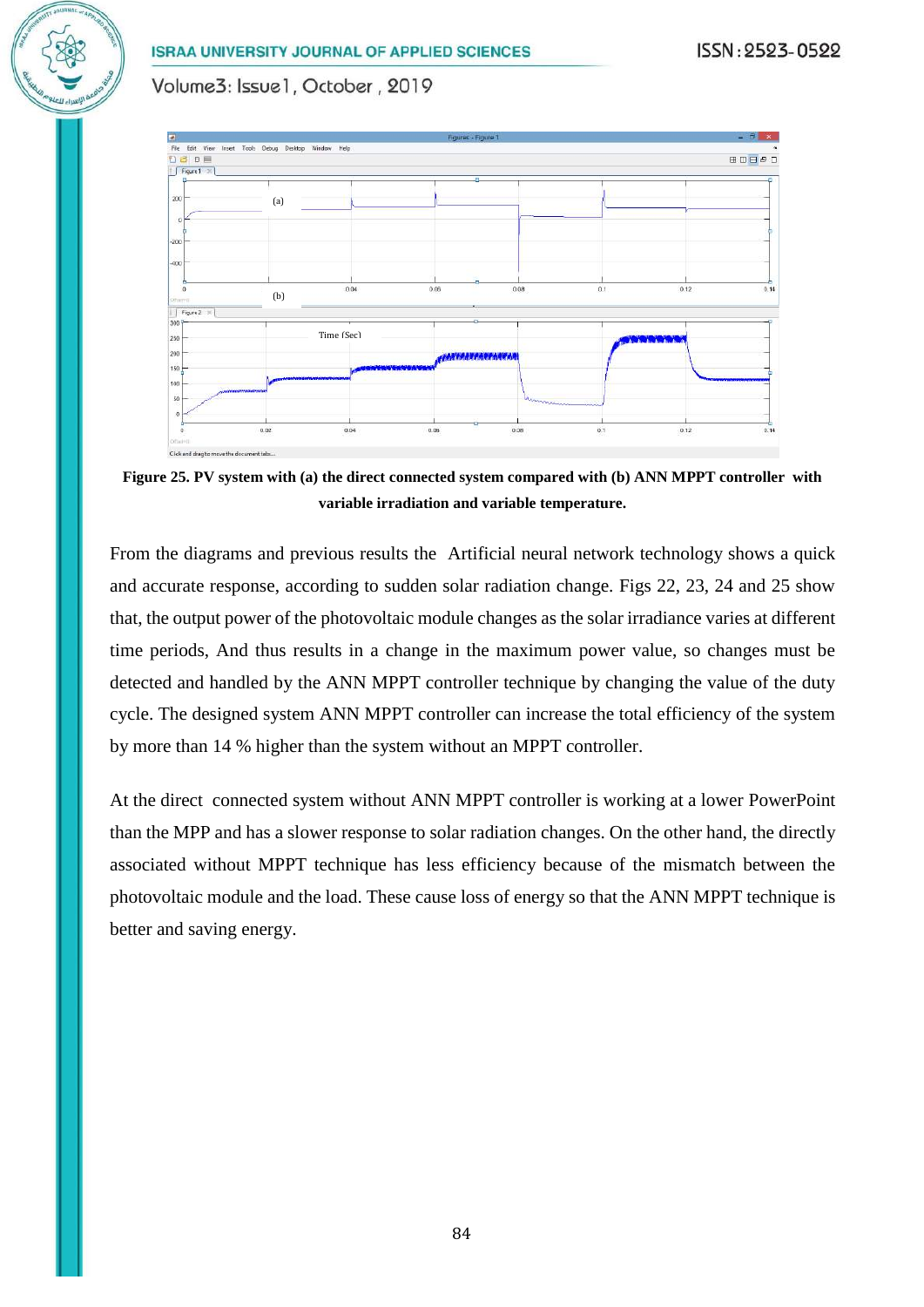**Figure 25. PV system with (a) the direct connected system compared with (b) ANN MPPT controller with variable irradiation and variable temperature.**

From the diagrams and previous results the Artificial neural network technology shows a quick and accurate response, according to sudden solar radiation change. Figs 22, 23, 24 and 25 show that, the output power of the photovoltaic module changes as the solar irradiance varies at different time periods, And thus results in a change in the maximum power value, so changes must be detected and handled by the ANN MPPT controller technique by changing the value of the duty cycle. The designed system ANN MPPT controller can increase the total efficiency of the system by more than 14 % higher than the system without an MPPT controller.

At the direct connected system without ANN MPPT controller is working at a lower PowerPoint than the MPP and has a slower response to solar radiation changes. On the other hand, the directly associated without MPPT technique has less efficiency because of the mismatch between the photovoltaic module and the load. These cause loss of energy so that the ANN MPPT technique is better and saving energy.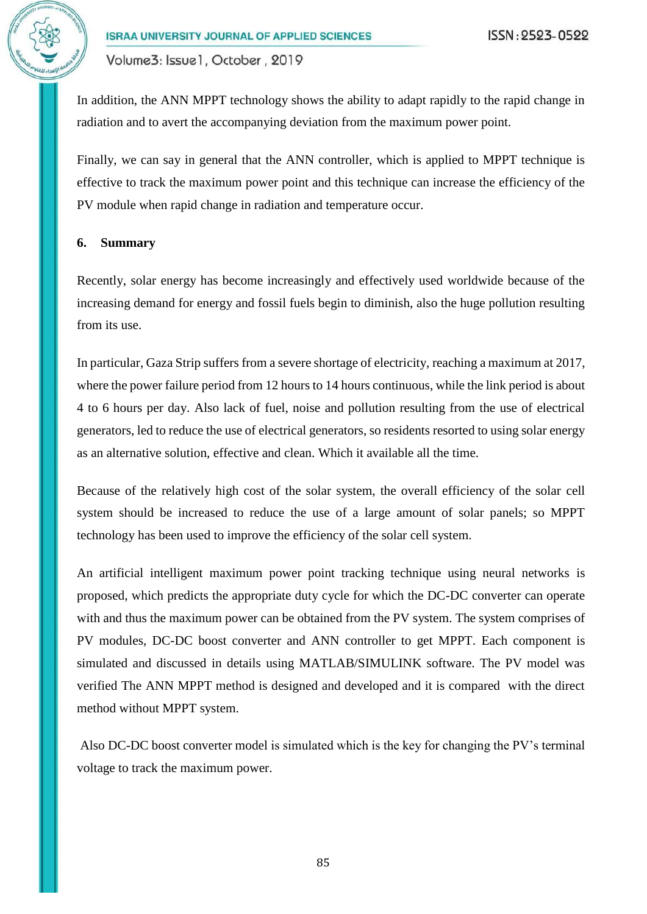In addition, the ANN MPPT technology shows the ability to adapt rapidly to the rapid change in radiation and to avert the accompanying deviation from the maximum power point.

Finally, we can say in general that the ANN controller, which is applied to MPPT technique is effective to track the maximum power point and this technique can increase the efficiency of the PV module when rapid change in radiation and temperature occur.

## 6. Summary

Recently, solar energy has become increasingly and effectively used worldwide because of the increasing demand for energy and fossil fuels begin to diminish, also the huge pollution resulting from its use.

In particular, Gaza Strip suffers from a severe shortage of electricity, reaching a maximum at 2017, where the power failure period from 12 hours to 14 hours continuous, while the link period is about 4 to 6 hours per day. Also lack of fuel, noise and pollution resulting from the use of electrical generators, led to reduce the use of electrical generators, so residents resorted to using solar energy as an alternative solution, effective and clean. Which it available all the time.

Because of the relatively high cost of the solar system, the overall efficiency of the solar cell system should be increased to reduce the use of a large amount of solar panels; so MPPT technology has been used to improve the efficiency of the solar cell system.

An artificial intelligent maximum power point tracking technique using neural networks is proposed, which predicts the appropriate duty cycle for which the DC-DC converter can operate with and thus the maximum power can be obtained from the PV system. The system comprises of PV modules, DC-DC boost converter and ANN controller to get MPPT. Each component is simulated and discussed in details using MATLAB/SIMULINK software. The PV model was verified The ANN MPPT method is designed and developed and it is compared with the direct method without MPPT system.

Also DC-DC boost converter model is simulated which is the key for changing the PV's terminal voltage to track the maximum power.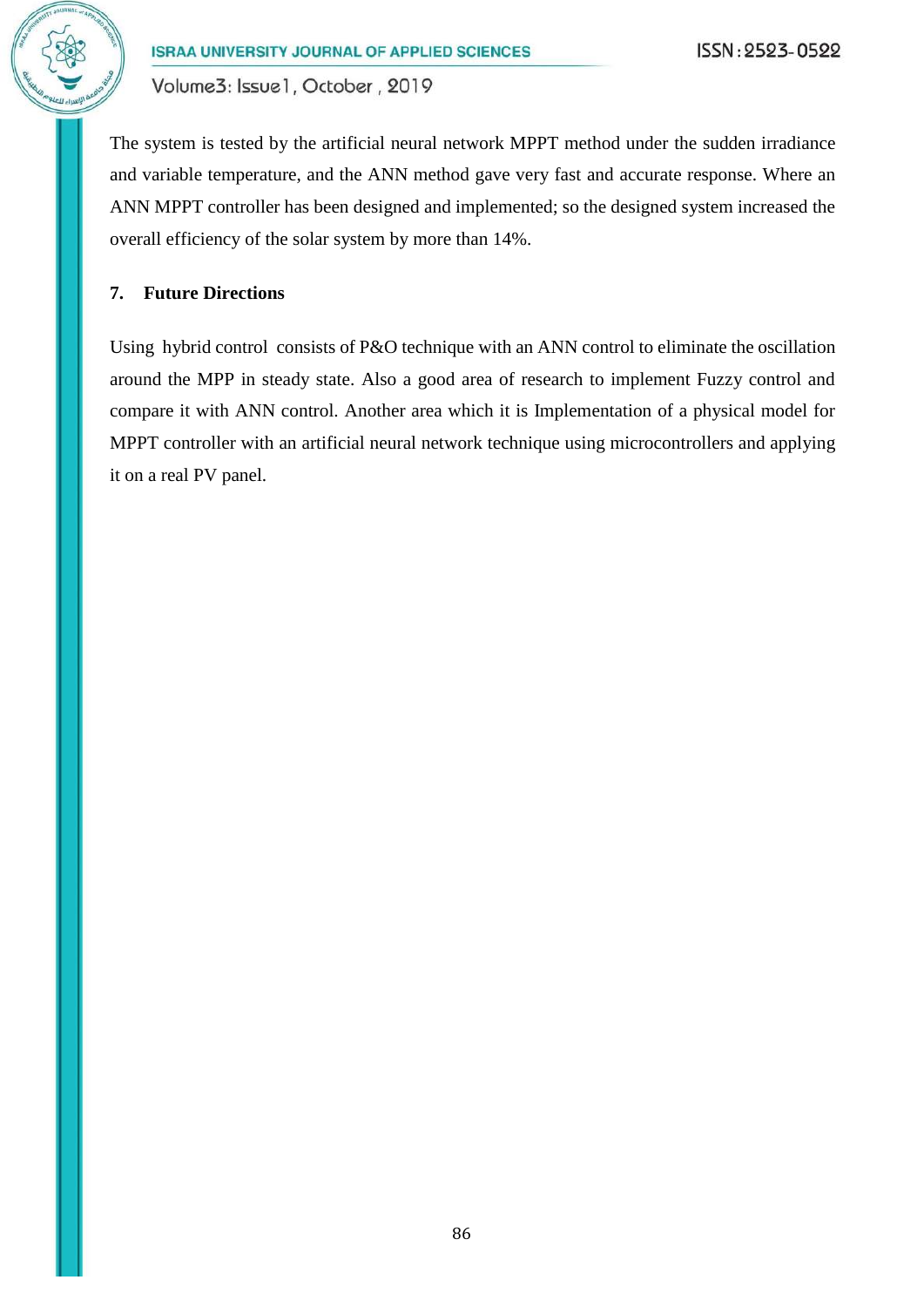The system is tested by the artificial neural network MPPT method under the sudden irradiance and variable temperature, and the ANN method gave very fast and accurate response. Where an ANN MPPT controller has been designed and implemented; so the designed system increased the overall efficiency of the solar system by more than 14%.

## 7. Future Directions

Using hybrid control consists of P&O technique with an ANN control to eliminate the oscillation around the MPP in steady state. Also a good area of research to implement Fuzzy control and compare it with ANN control. Another area which it is Implementation of a physical model for MPPT controller with an artificial neural network technique using microcontrollers and applying it on a real PV panel.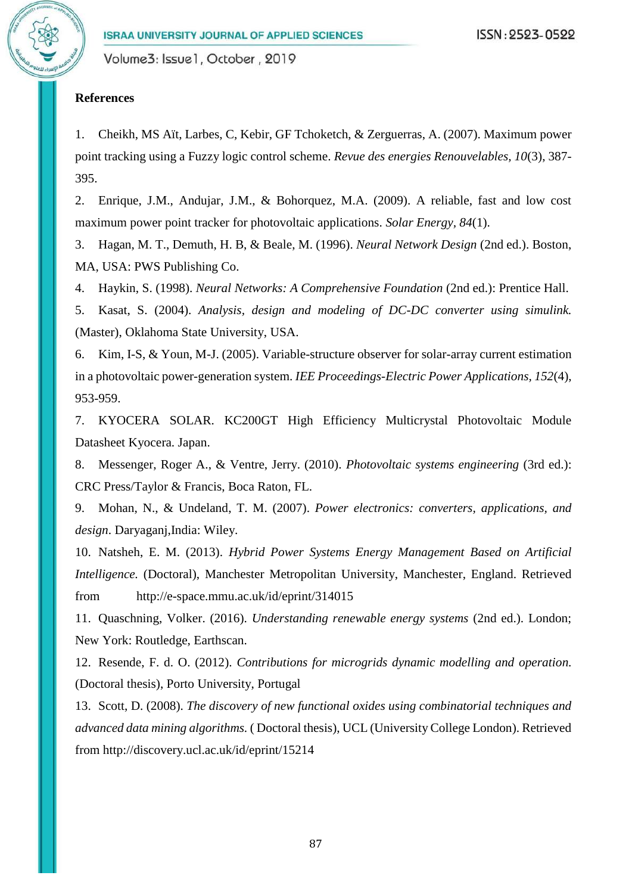## References

1. Cheikh, MS Aït, Larbes, C, Kebir, GF Tchoketch, & Zerguerras, A. (2007). Maximum power point tracking using a Fuzzy logic control scheme. *Revue des energies Renouvelables, 10*(3), 387-395.
2. Enrique, J.M., Andujar, J.M., & Bohorquez, M.A. (2009). A reliable, fast and low cost maximum power point tracker for photovoltaic applications. *Solar Energy, 84*(1).
3. Hagan, M. T., Demuth, H. B, & Beale, M. (1996). *Neural Network Design* (2nd ed.). Boston, MA, USA: PWS Publishing Co.
4. Haykin, S. (1998). *Neural Networks: A Comprehensive Foundation* (2nd ed.): Prentice Hall.
5. Kasat, S. (2004). *Analysis, design and modeling of DC-DC converter using simulink.* (Master), Oklahoma State University, USA.
6. Kim, I-S, & Youn, M-J. (2005). Variable-structure observer for solar-array current estimation in a photovoltaic power-generation system. *IEE Proceedings-Electric Power Applications, 152*(4), 953-959.
7. KYOCERA SOLAR. KC200GT High Efficiency Multicrystal Photovoltaic Module Datasheet Kyocera. Japan.
8. Messenger, Roger A., & Ventre, Jerry. (2010). *Photovoltaic systems engineering* (3rd ed.): CRC Press/Taylor & Francis, Boca Raton, FL.
9. Mohan, N., & Undeland, T. M. (2007). *Power electronics: converters, applications, and design*. Daryaganj,India: Wiley.
10. Natsheh, E. M. (2013). *Hybrid Power Systems Energy Management Based on Artificial Intelligence.* (Doctoral), Manchester Metropolitan University, Manchester, England. Retrieved from http://e-space.mmu.ac.uk/id/eprint/314015
11. Quaschning, Volker. (2016). *Understanding renewable energy systems* (2nd ed.). London; New York: Routledge, Earthscan.
12. Resende, F. d. O. (2012). *Contributions for microgrids dynamic modelling and operation.* (Doctoral thesis), Porto University, Portugal
13. Scott, D. (2008). *The discovery of new functional oxides using combinatorial techniques and advanced data mining algorithms.* ( Doctoral thesis), UCL (University College London). Retrieved from http://discovery.ucl.ac.uk/id/eprint/15214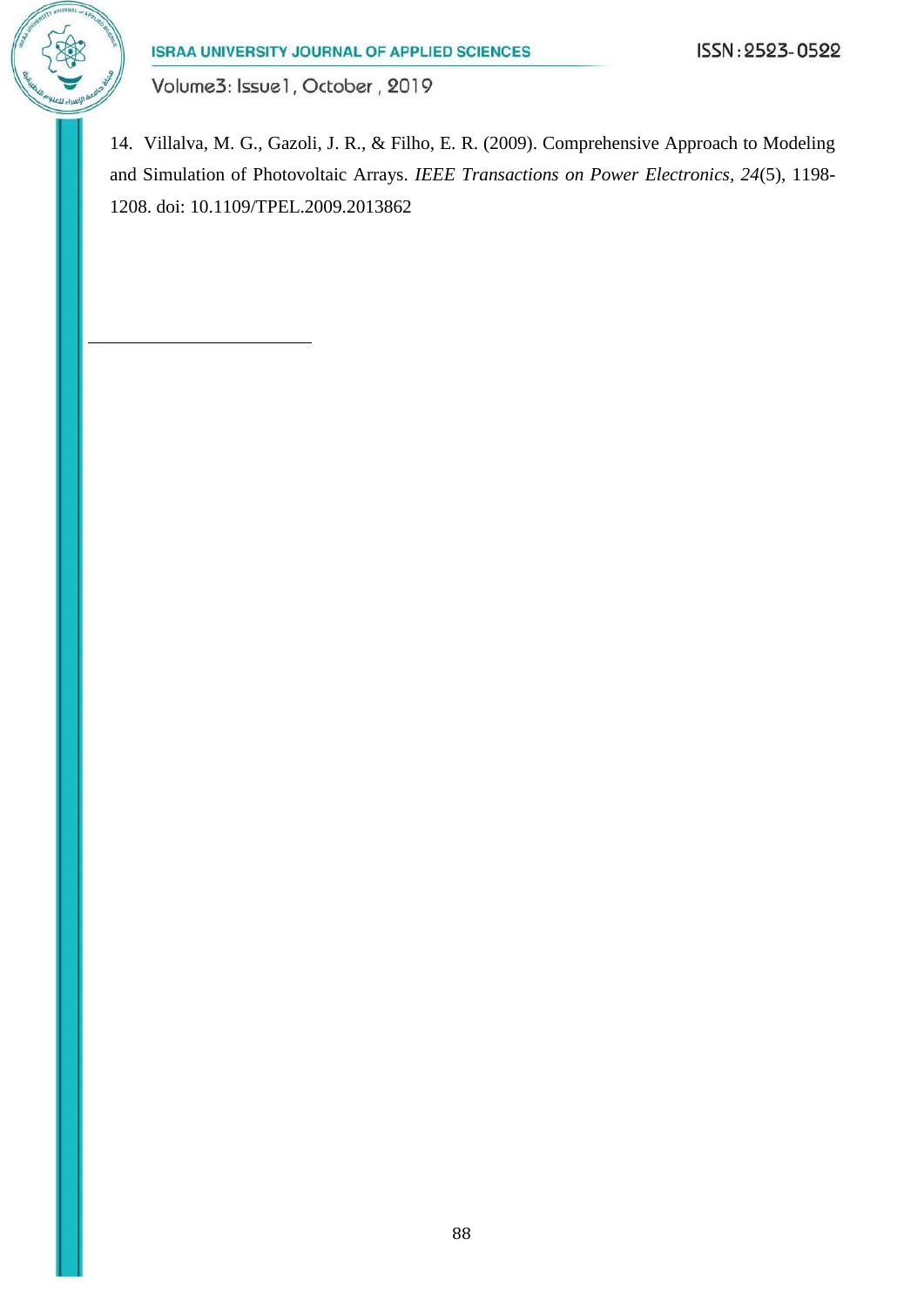14. Villalva, M. G., Gazoli, J. R., & Filho, E. R. (2009). Comprehensive Approach to Modeling and Simulation of Photovoltaic Arrays. *IEEE Transactions on Power Electronics*, *24*(5), 1198-1208. doi: 10.1109/TPEL.2009.2013862